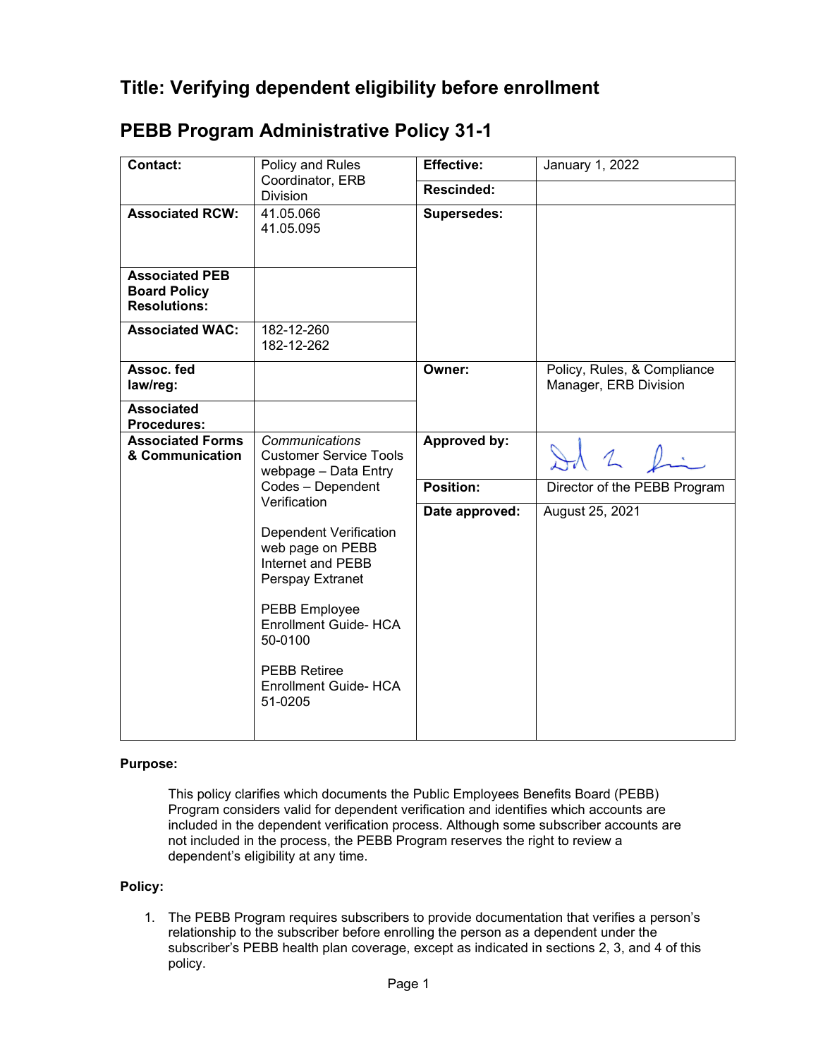# Title: Verifying dependent eligibility before enrollment

## PEBB Program Administrative Policy 31-1

| Contact: | Policy and Rules Coordinator, ERB Division | Effective: | January 1, 2022 |
|---|---|---|---|
| | | Rescinded: | |
| Associated RCW: | 41.05.066<br>41.05.095 | Supersedes: | |
| Associated PEB Board Policy Resolutions: | | | |
| Associated WAC: | 182-12-260<br>182-12-262 | | |
| Assoc. fed law/reg: | | Owner: | Policy, Rules, & Compliance Manager, ERB Division |
| Associated Procedures: | | | |
| Associated Forms & Communication | *Communications* Customer Service Tools webpage – Data Entry Codes – Dependent Verification<br><br>Dependent Verification web page on PEBB Internet and PEBB Perspay Extranet<br><br>PEBB Employee Enrollment Guide- HCA 50-0100<br><br>PEBB Retiree Enrollment Guide- HCA 51-0205 | Approved by: | [signature] |
| | | Position: | Director of the PEBB Program |
| | | Date approved: | August 25, 2021 |

**Purpose:**

This policy clarifies which documents the Public Employees Benefits Board (PEBB) Program considers valid for dependent verification and identifies which accounts are included in the dependent verification process. Although some subscriber accounts are not included in the process, the PEBB Program reserves the right to review a dependent's eligibility at any time.

**Policy:**

1. The PEBB Program requires subscribers to provide documentation that verifies a person's relationship to the subscriber before enrolling the person as a dependent under the subscriber's PEBB health plan coverage, except as indicated in sections 2, 3, and 4 of this policy.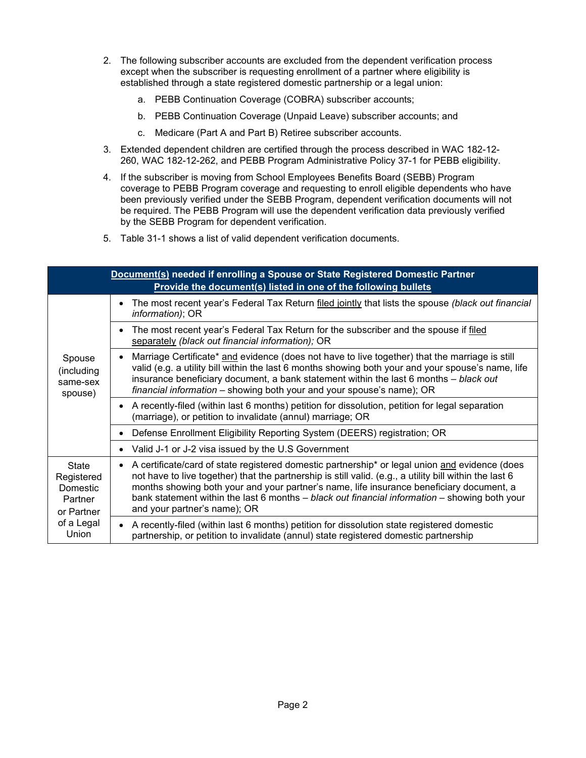2. The following subscriber accounts are excluded from the dependent verification process except when the subscriber is requesting enrollment of a partner where eligibility is established through a state registered domestic partnership or a legal union:

    a. PEBB Continuation Coverage (COBRA) subscriber accounts;

    b. PEBB Continuation Coverage (Unpaid Leave) subscriber accounts; and

    c. Medicare (Part A and Part B) Retiree subscriber accounts.

3. Extended dependent children are certified through the process described in WAC 182-12-260, WAC 182-12-262, and PEBB Program Administrative Policy 37-1 for PEBB eligibility.

4. If the subscriber is moving from School Employees Benefits Board (SEBB) Program coverage to PEBB Program coverage and requesting to enroll eligible dependents who have been previously verified under the SEBB Program, dependent verification documents will not be required. The PEBB Program will use the dependent verification data previously verified by the SEBB Program for dependent verification.

5. Table 31-1 shows a list of valid dependent verification documents.

| **Document(s) needed if enrolling a Spouse or State Registered Domestic Partner<br>Provide the document(s) listed in one of the following bullets** | |
|---|---|
| Spouse (including same-sex spouse) | • The most recent year's Federal Tax Return filed jointly that lists the spouse *(black out financial information)*; OR |
| | • The most recent year's Federal Tax Return for the subscriber and the spouse if filed separately *(black out financial information);* OR |
| | • Marriage Certificate* and evidence (does not have to live together) that the marriage is still valid (e.g. a utility bill within the last 6 months showing both your and your spouse's name, life insurance beneficiary document, a bank statement within the last 6 months – *black out financial information* – showing both your and your spouse's name); OR |
| | • A recently-filed (within last 6 months) petition for dissolution, petition for legal separation (marriage), or petition to invalidate (annul) marriage; OR |
| | • Defense Enrollment Eligibility Reporting System (DEERS) registration; OR |
| | • Valid J-1 or J-2 visa issued by the U.S Government |
| State Registered Domestic Partner or Partner of a Legal Union | • A certificate/card of state registered domestic partnership* or legal union and evidence (does not have to live together) that the partnership is still valid. (e.g., a utility bill within the last 6 months showing both your and your partner's name, life insurance beneficiary document, a bank statement within the last 6 months – *black out financial information* – showing both your and your partner's name); OR |
| | • A recently-filed (within last 6 months) petition for dissolution state registered domestic partnership, or petition to invalidate (annul) state registered domestic partnership |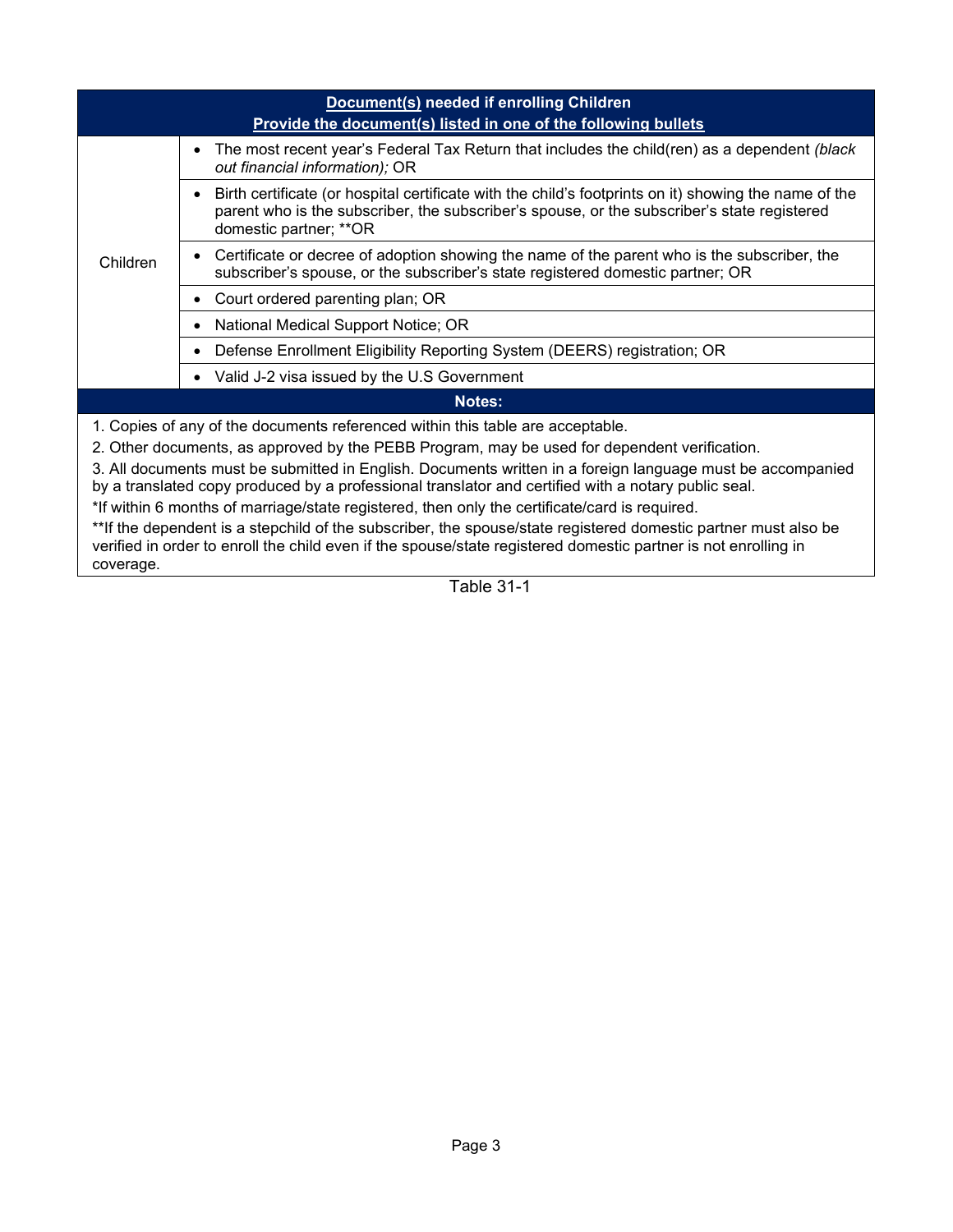| Document(s) needed if enrolling Children<br>Provide the document(s) listed in one of the following bullets | |
|---|---|
| Children | • The most recent year's Federal Tax Return that includes the child(ren) as a dependent *(black out financial information);* OR |
| | • Birth certificate (or hospital certificate with the child's footprints on it) showing the name of the parent who is the subscriber, the subscriber's spouse, or the subscriber's state registered domestic partner; **OR |
| | • Certificate or decree of adoption showing the name of the parent who is the subscriber, the subscriber's spouse, or the subscriber's state registered domestic partner; OR |
| | • Court ordered parenting plan; OR |
| | • National Medical Support Notice; OR |
| | • Defense Enrollment Eligibility Reporting System (DEERS) registration; OR |
| | • Valid J-2 visa issued by the U.S Government |

**Notes:**

1. Copies of any of the documents referenced within this table are acceptable.
2. Other documents, as approved by the PEBB Program, may be used for dependent verification.
3. All documents must be submitted in English. Documents written in a foreign language must be accompanied by a translated copy produced by a professional translator and certified with a notary public seal.

*If within 6 months of marriage/state registered, then only the certificate/card is required.

**If the dependent is a stepchild of the subscriber, the spouse/state registered domestic partner must also be verified in order to enroll the child even if the spouse/state registered domestic partner is not enrolling in coverage.

Table 31-1